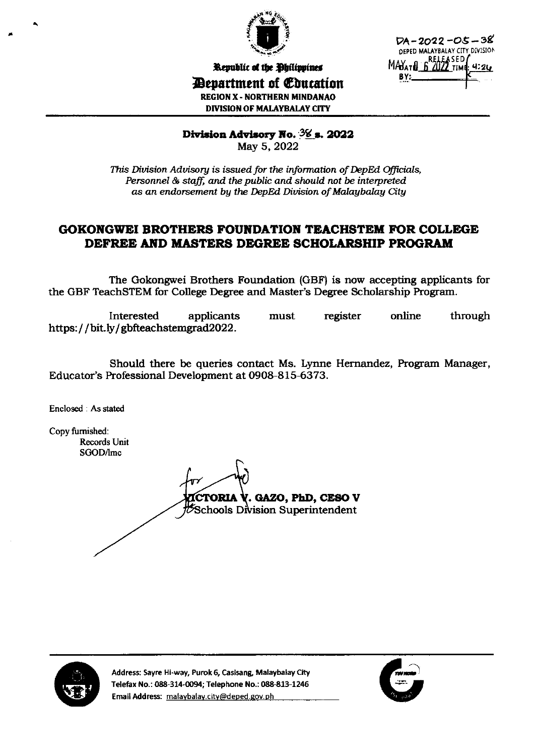DA-2022-05-38
DEPED MALAYBALAY CITY DIVISION
RELEASED
MAY 6 2022 TIME: 4:24
BY:

Republic of the Philippines
**Department of Education**
REGION X - NORTHERN MINDANAO
DIVISION OF MALAYBALAY CITY

**Division Advisory No. 38 s. 2022**
May 5, 2022

*This Division Advisory is issued for the information of DepEd Officials, Personnel & staff, and the public and should not be interpreted as an endorsement by the DepEd Division of Malaybalay City*

# GOKONGWEI BROTHERS FOUNDATION TEACHSTEM FOR COLLEGE DEFREE AND MASTERS DEGREE SCHOLARSHIP PROGRAM

The Gokongwei Brothers Foundation (GBF) is now accepting applicants for the GBF TeachSTEM for College Degree and Master's Degree Scholarship Program.

Interested applicants must register online through https://bit.ly/gbfteachstemgrad2022.

Should there be queries contact Ms. Lynne Hernandez, Program Manager, Educator's Professional Development at 0908-815-6373.

Enclosed : As stated

Copy furnished:
Records Unit
SGOD/lmc

for
**VICTORIA V. GAZO, PhD, CESO V**
Schools Division Superintendent

Address: Sayre Hi-way, Purok 6, Casisang, Malaybalay City
Telefax No.: 088-314-0094; Telephone No.: 088-813-1246
Email Address: malaybalay.city@deped.gov.ph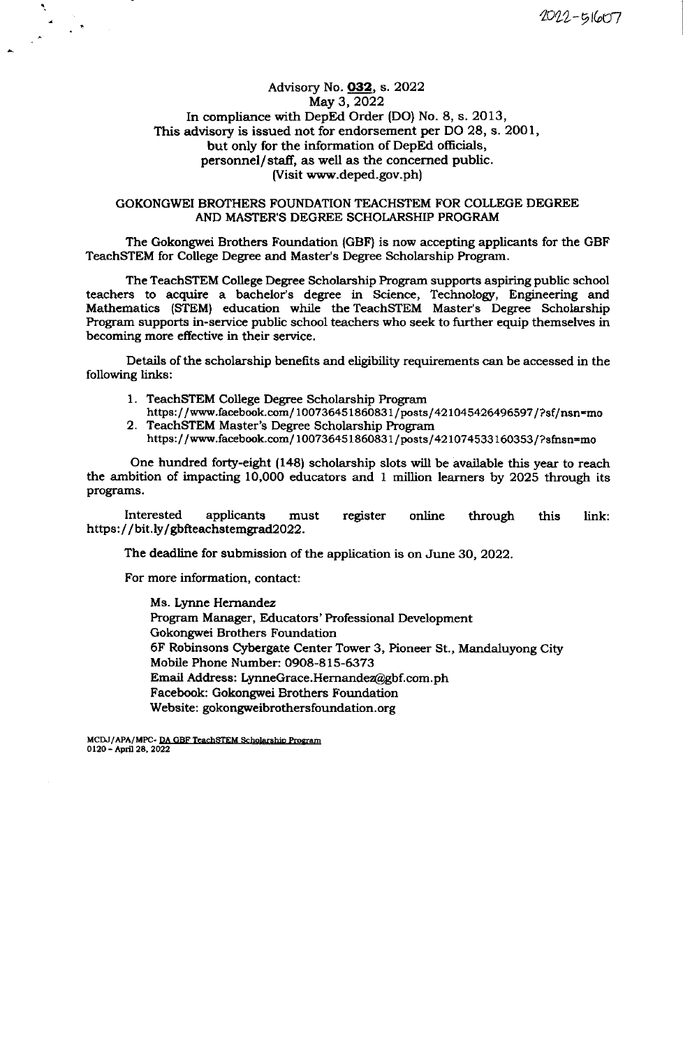2022-51607

Advisory No. **032**, s. 2022
May 3, 2022
In compliance with DepEd Order (DO) No. 8, s. 2013,
This advisory is issued not for endorsement per DO 28, s. 2001,
but only for the information of DepEd officials,
personnel/staff, as well as the concerned public.
(Visit www.deped.gov.ph)

## GOKONGWEI BROTHERS FOUNDATION TEACHSTEM FOR COLLEGE DEGREE AND MASTER'S DEGREE SCHOLARSHIP PROGRAM

The Gokongwei Brothers Foundation (GBF) is now accepting applicants for the GBF TeachSTEM for College Degree and Master's Degree Scholarship Program.

The TeachSTEM College Degree Scholarship Program supports aspiring public school teachers to acquire a bachelor's degree in Science, Technology, Engineering and Mathematics (STEM) education while the TeachSTEM Master's Degree Scholarship Program supports in-service public school teachers who seek to further equip themselves in becoming more effective in their service.

Details of the scholarship benefits and eligibility requirements can be accessed in the following links:

1. TeachSTEM College Degree Scholarship Program
   https://www.facebook.com/100736451860831/posts/421045426496597/?sf/nsn=mo
2. TeachSTEM Master's Degree Scholarship Program
   https://www.facebook.com/100736451860831/posts/421074533160353/?sfnsn=mo

One hundred forty-eight (148) scholarship slots will be available this year to reach the ambition of impacting 10,000 educators and 1 million learners by 2025 through its programs.

Interested applicants must register online through this link: https://bit.ly/gbfteachstemgrad2022.

The deadline for submission of the application is on June 30, 2022.

For more information, contact:

Ms. Lynne Hernandez
Program Manager, Educators' Professional Development
Gokongwei Brothers Foundation
6F Robinsons Cybergate Center Tower 3, Pioneer St., Mandaluyong City
Mobile Phone Number: 0908-815-6373
Email Address: LynneGrace.Hernandez@gbf.com.ph
Facebook: Gokongwei Brothers Foundation
Website: gokongweibrothersfoundation.org

MCDJ/APA/MPC- DA GBF TeachSTEM Scholarship Program
0120 – April 28, 2022